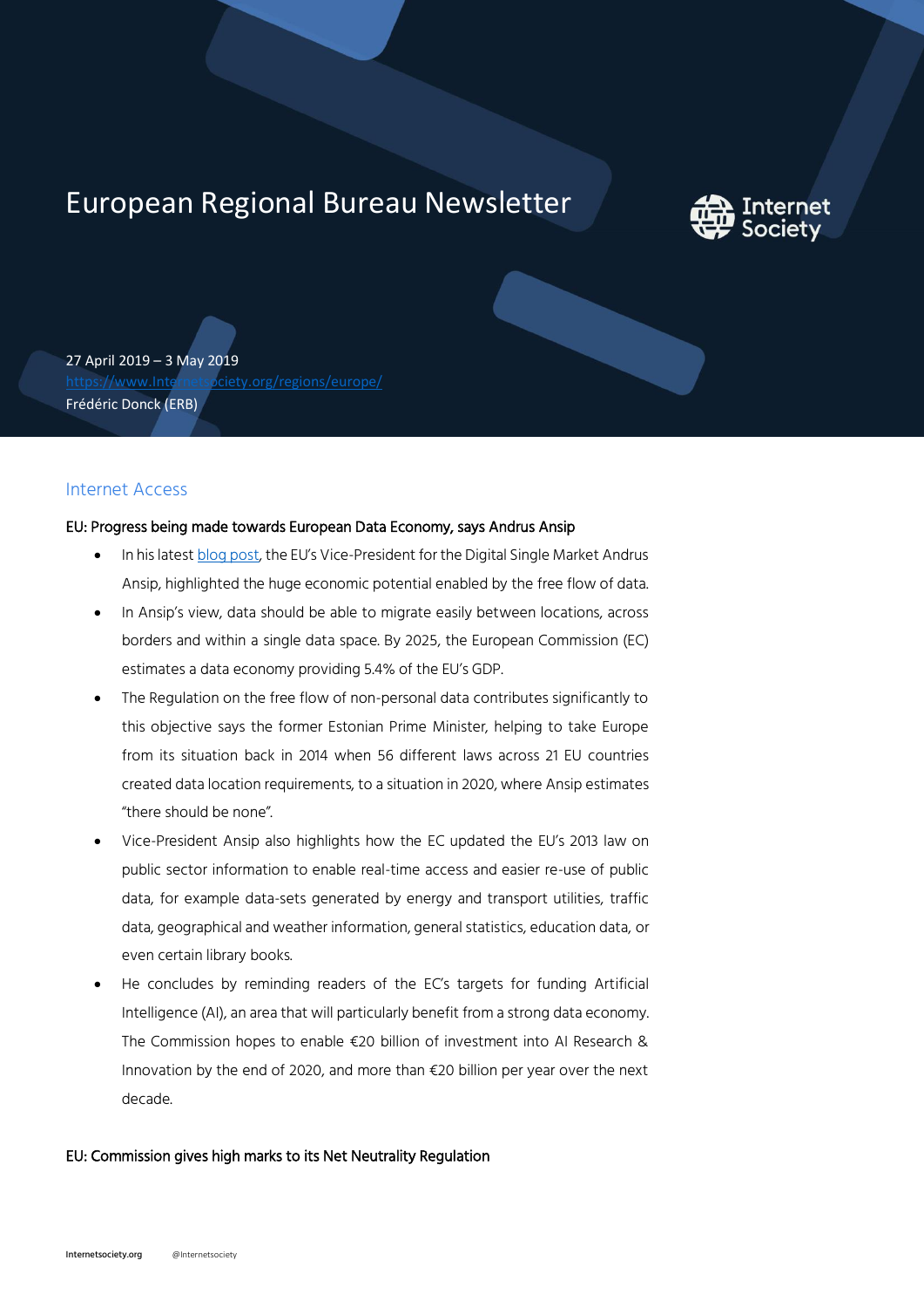# European Regional Bureau Newsletter

27 April 2019 – 3 May 2019
https://www.Internetsociety.org/regions/europe/
Frédéric Donck (ERB)

## Internet Access

### EU: Progress being made towards European Data Economy, says Andrus Ansip

- In his latest blog post, the EU's Vice-President for the Digital Single Market Andrus Ansip, highlighted the huge economic potential enabled by the free flow of data.
- In Ansip's view, data should be able to migrate easily between locations, across borders and within a single data space. By 2025, the European Commission (EC) estimates a data economy providing 5.4% of the EU's GDP.
- The Regulation on the free flow of non-personal data contributes significantly to this objective says the former Estonian Prime Minister, helping to take Europe from its situation back in 2014 when 56 different laws across 21 EU countries created data location requirements, to a situation in 2020, where Ansip estimates "there should be none".
- Vice-President Ansip also highlights how the EC updated the EU's 2013 law on public sector information to enable real-time access and easier re-use of public data, for example data-sets generated by energy and transport utilities, traffic data, geographical and weather information, general statistics, education data, or even certain library books.
- He concludes by reminding readers of the EC's targets for funding Artificial Intelligence (AI), an area that will particularly benefit from a strong data economy. The Commission hopes to enable €20 billion of investment into AI Research & Innovation by the end of 2020, and more than €20 billion per year over the next decade.

### EU: Commission gives high marks to its Net Neutrality Regulation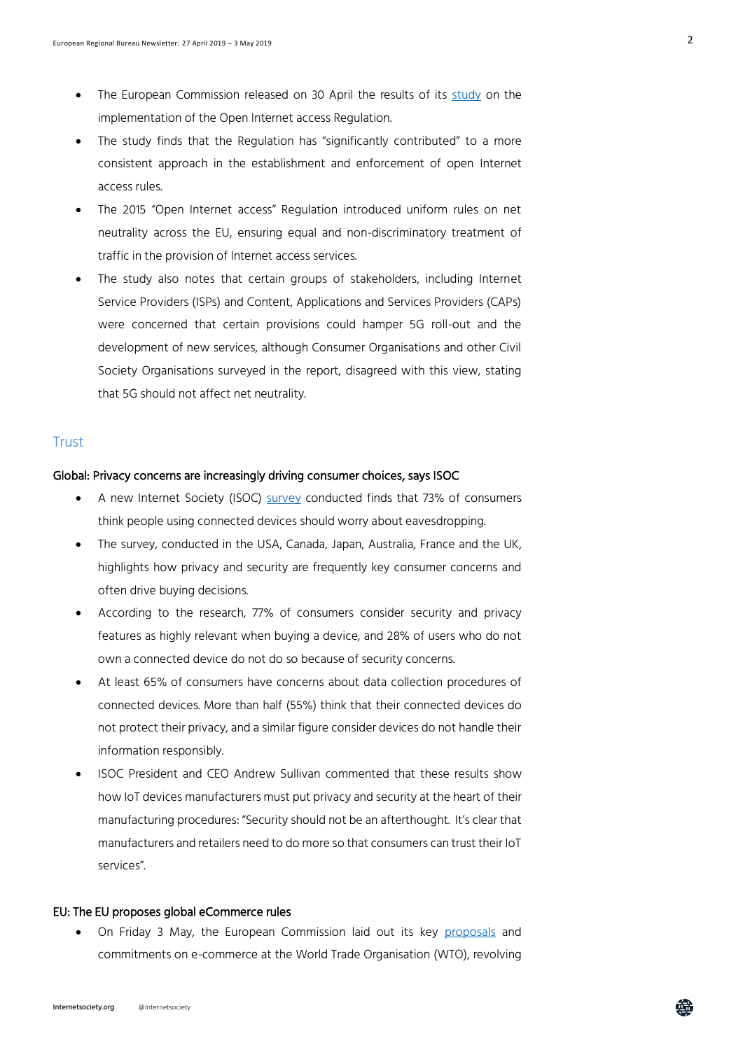- The European Commission released on 30 April the results of its study on the implementation of the Open Internet access Regulation.
- The study finds that the Regulation has "significantly contributed" to a more consistent approach in the establishment and enforcement of open Internet access rules.
- The 2015 "Open Internet access" Regulation introduced uniform rules on net neutrality across the EU, ensuring equal and non-discriminatory treatment of traffic in the provision of Internet access services.
- The study also notes that certain groups of stakeholders, including Internet Service Providers (ISPs) and Content, Applications and Services Providers (CAPs) were concerned that certain provisions could hamper 5G roll-out and the development of new services, although Consumer Organisations and other Civil Society Organisations surveyed in the report, disagreed with this view, stating that 5G should not affect net neutrality.

## Trust

### Global: Privacy concerns are increasingly driving consumer choices, says ISOC

- A new Internet Society (ISOC) survey conducted finds that 73% of consumers think people using connected devices should worry about eavesdropping.
- The survey, conducted in the USA, Canada, Japan, Australia, France and the UK, highlights how privacy and security are frequently key consumer concerns and often drive buying decisions.
- According to the research, 77% of consumers consider security and privacy features as highly relevant when buying a device, and 28% of users who do not own a connected device do not do so because of security concerns.
- At least 65% of consumers have concerns about data collection procedures of connected devices. More than half (55%) think that their connected devices do not protect their privacy, and a similar figure consider devices do not handle their information responsibly.
- ISOC President and CEO Andrew Sullivan commented that these results show how IoT devices manufacturers must put privacy and security at the heart of their manufacturing procedures: "Security should not be an afterthought. It's clear that manufacturers and retailers need to do more so that consumers can trust their IoT services".

### EU: The EU proposes global eCommerce rules

- On Friday 3 May, the European Commission laid out its key proposals and commitments on e-commerce at the World Trade Organisation (WTO), revolving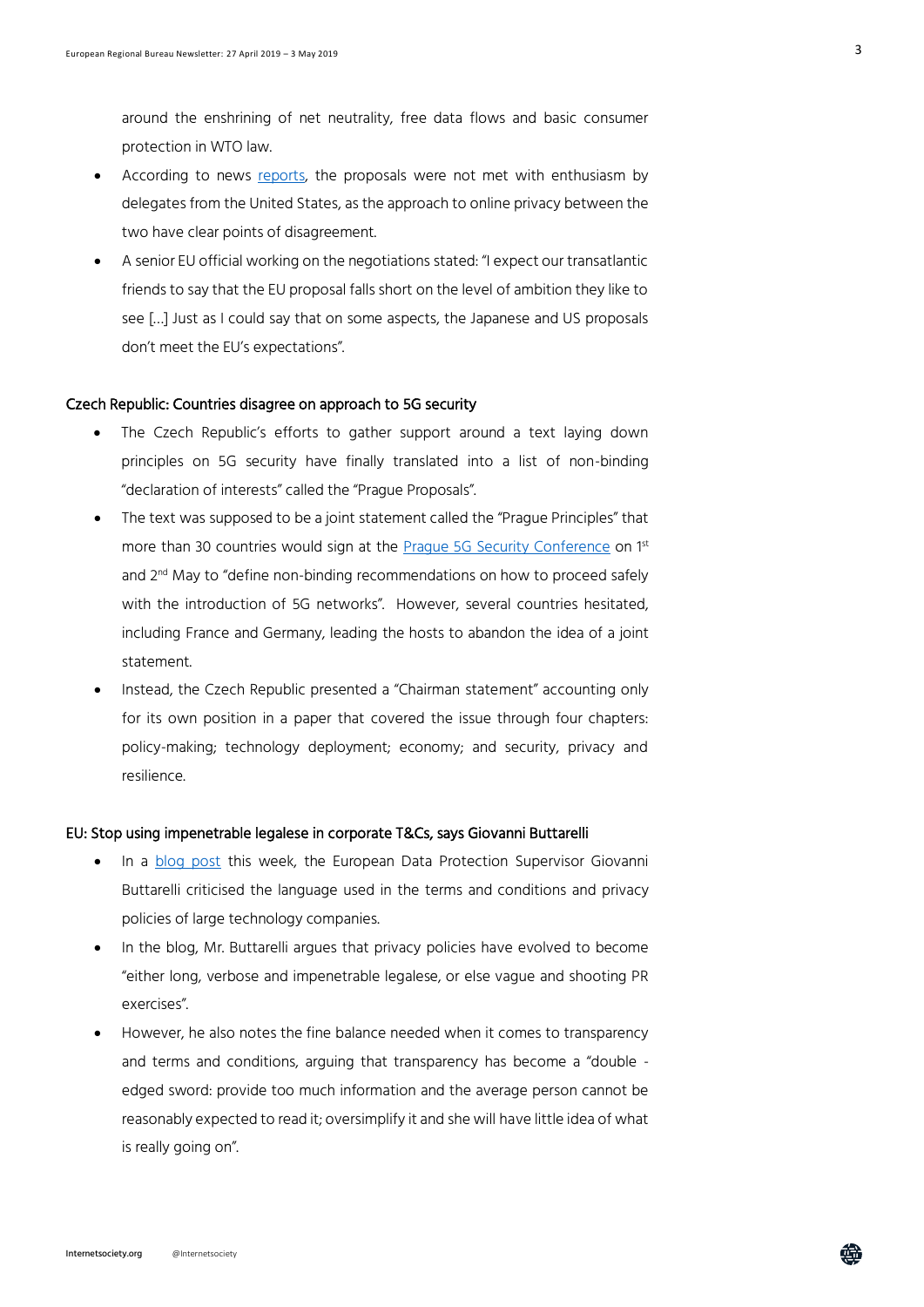around the enshrining of net neutrality, free data flows and basic consumer protection in WTO law.

- According to news reports, the proposals were not met with enthusiasm by delegates from the United States, as the approach to online privacy between the two have clear points of disagreement.
- A senior EU official working on the negotiations stated: "I expect our transatlantic friends to say that the EU proposal falls short on the level of ambition they like to see […] Just as I could say that on some aspects, the Japanese and US proposals don't meet the EU's expectations".

### Czech Republic: Countries disagree on approach to 5G security

- The Czech Republic's efforts to gather support around a text laying down principles on 5G security have finally translated into a list of non-binding "declaration of interests" called the "Prague Proposals".
- The text was supposed to be a joint statement called the "Prague Principles" that more than 30 countries would sign at the Prague 5G Security Conference on 1st and 2nd May to "define non-binding recommendations on how to proceed safely with the introduction of 5G networks". However, several countries hesitated, including France and Germany, leading the hosts to abandon the idea of a joint statement.
- Instead, the Czech Republic presented a "Chairman statement" accounting only for its own position in a paper that covered the issue through four chapters: policy-making; technology deployment; economy; and security, privacy and resilience.

### EU: Stop using impenetrable legalese in corporate T&Cs, says Giovanni Buttarelli

- In a blog post this week, the European Data Protection Supervisor Giovanni Buttarelli criticised the language used in the terms and conditions and privacy policies of large technology companies.
- In the blog, Mr. Buttarelli argues that privacy policies have evolved to become "either long, verbose and impenetrable legalese, or else vague and shooting PR exercises".
- However, he also notes the fine balance needed when it comes to transparency and terms and conditions, arguing that transparency has become a "double - edged sword: provide too much information and the average person cannot be reasonably expected to read it; oversimplify it and she will have little idea of what is really going on".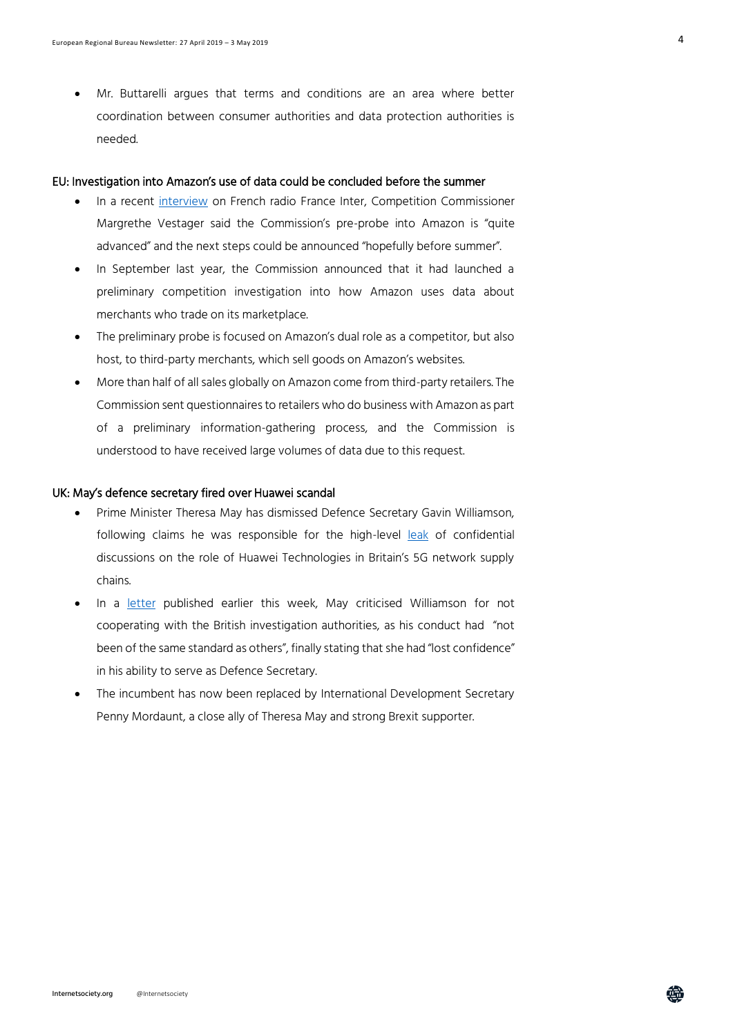- Mr. Buttarelli argues that terms and conditions are an area where better coordination between consumer authorities and data protection authorities is needed.

### EU: Investigation into Amazon's use of data could be concluded before the summer

- In a recent interview on French radio France Inter, Competition Commissioner Margrethe Vestager said the Commission's pre-probe into Amazon is "quite advanced" and the next steps could be announced "hopefully before summer".
- In September last year, the Commission announced that it had launched a preliminary competition investigation into how Amazon uses data about merchants who trade on its marketplace.
- The preliminary probe is focused on Amazon's dual role as a competitor, but also host, to third-party merchants, which sell goods on Amazon's websites.
- More than half of all sales globally on Amazon come from third-party retailers. The Commission sent questionnaires to retailers who do business with Amazon as part of a preliminary information-gathering process, and the Commission is understood to have received large volumes of data due to this request.

### UK: May's defence secretary fired over Huawei scandal

- Prime Minister Theresa May has dismissed Defence Secretary Gavin Williamson, following claims he was responsible for the high-level leak of confidential discussions on the role of Huawei Technologies in Britain's 5G network supply chains.
- In a letter published earlier this week, May criticised Williamson for not cooperating with the British investigation authorities, as his conduct had "not been of the same standard as others", finally stating that she had "lost confidence" in his ability to serve as Defence Secretary.
- The incumbent has now been replaced by International Development Secretary Penny Mordaunt, a close ally of Theresa May and strong Brexit supporter.